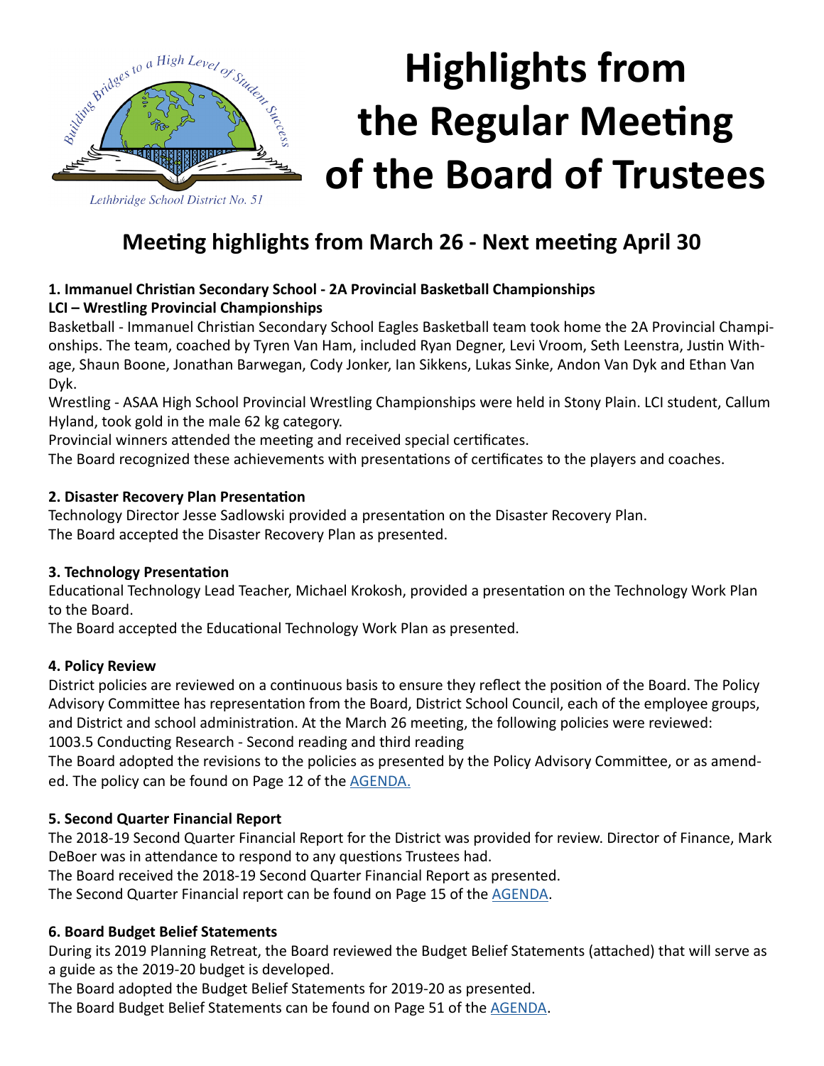# Highlights from the Regular Meeting of the Board of Trustees

Lethbridge School District No. 51

## Meeting highlights from March 26 - Next meeting April 30

**1. Immanuel Christian Secondary School - 2A Provincial Basketball Championships**
**LCI – Wrestling Provincial Championships**

Basketball - Immanuel Christian Secondary School Eagles Basketball team took home the 2A Provincial Championships. The team, coached by Tyren Van Ham, included Ryan Degner, Levi Vroom, Seth Leenstra, Justin Withage, Shaun Boone, Jonathan Barwegan, Cody Jonker, Ian Sikkens, Lukas Sinke, Andon Van Dyk and Ethan Van Dyk.

Wrestling - ASAA High School Provincial Wrestling Championships were held in Stony Plain. LCI student, Callum Hyland, took gold in the male 62 kg category.

Provincial winners attended the meeting and received special certificates.

The Board recognized these achievements with presentations of certificates to the players and coaches.

**2. Disaster Recovery Plan Presentation**

Technology Director Jesse Sadlowski provided a presentation on the Disaster Recovery Plan.

The Board accepted the Disaster Recovery Plan as presented.

**3. Technology Presentation**

Educational Technology Lead Teacher, Michael Krokosh, provided a presentation on the Technology Work Plan to the Board.

The Board accepted the Educational Technology Work Plan as presented.

**4. Policy Review**

District policies are reviewed on a continuous basis to ensure they reflect the position of the Board. The Policy Advisory Committee has representation from the Board, District School Council, each of the employee groups, and District and school administration. At the March 26 meeting, the following policies were reviewed:

1003.5 Conducting Research - Second reading and third reading

The Board adopted the revisions to the policies as presented by the Policy Advisory Committee, or as amended. The policy can be found on Page 12 of the AGENDA.

**5. Second Quarter Financial Report**

The 2018-19 Second Quarter Financial Report for the District was provided for review. Director of Finance, Mark DeBoer was in attendance to respond to any questions Trustees had.

The Board received the 2018-19 Second Quarter Financial Report as presented.

The Second Quarter Financial report can be found on Page 15 of the AGENDA.

**6. Board Budget Belief Statements**

During its 2019 Planning Retreat, the Board reviewed the Budget Belief Statements (attached) that will serve as a guide as the 2019-20 budget is developed.

The Board adopted the Budget Belief Statements for 2019-20 as presented.

The Board Budget Belief Statements can be found on Page 51 of the AGENDA.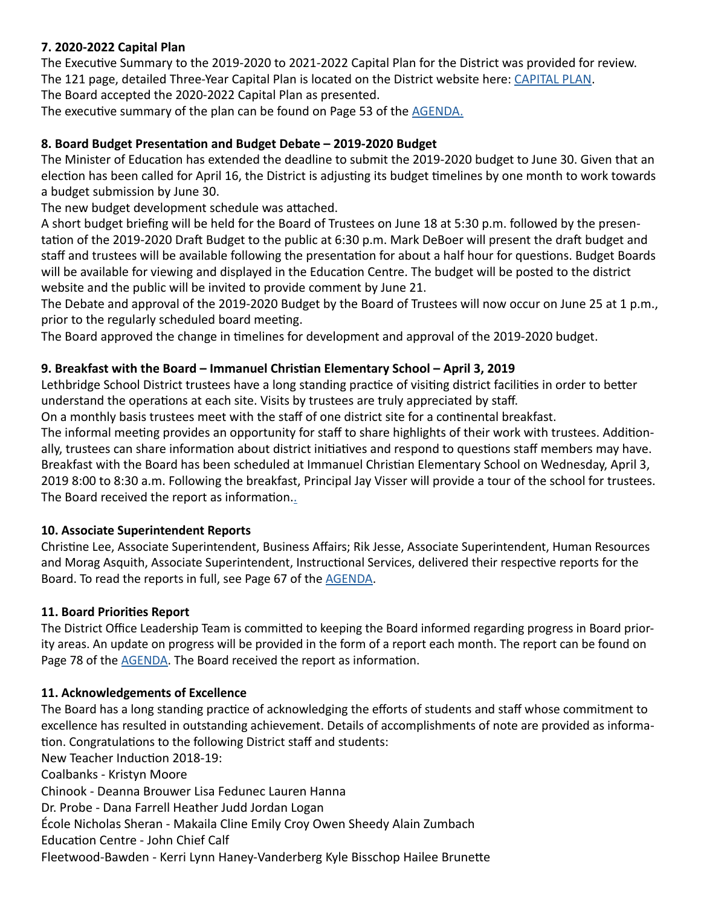### 7. 2020-2022 Capital Plan

The Executive Summary to the 2019-2020 to 2021-2022 Capital Plan for the District was provided for review. The 121 page, detailed Three-Year Capital Plan is located on the District website here: [CAPITAL PLAN](#).

The Board accepted the 2020-2022 Capital Plan as presented.

The executive summary of the plan can be found on Page 53 of the [AGENDA.](#)

### 8. Board Budget Presentation and Budget Debate – 2019-2020 Budget

The Minister of Education has extended the deadline to submit the 2019-2020 budget to June 30. Given that an election has been called for April 16, the District is adjusting its budget timelines by one month to work towards a budget submission by June 30.

The new budget development schedule was attached.

A short budget briefing will be held for the Board of Trustees on June 18 at 5:30 p.m. followed by the presentation of the 2019-2020 Draft Budget to the public at 6:30 p.m. Mark DeBoer will present the draft budget and staff and trustees will be available following the presentation for about a half hour for questions. Budget Boards will be available for viewing and displayed in the Education Centre. The budget will be posted to the district website and the public will be invited to provide comment by June 21.

The Debate and approval of the 2019-2020 Budget by the Board of Trustees will now occur on June 25 at 1 p.m., prior to the regularly scheduled board meeting.

The Board approved the change in timelines for development and approval of the 2019-2020 budget.

### 9. Breakfast with the Board – Immanuel Christian Elementary School – April 3, 2019

Lethbridge School District trustees have a long standing practice of visiting district facilities in order to better understand the operations at each site. Visits by trustees are truly appreciated by staff.

On a monthly basis trustees meet with the staff of one district site for a continental breakfast.

The informal meeting provides an opportunity for staff to share highlights of their work with trustees. Additionally, trustees can share information about district initiatives and respond to questions staff members may have. Breakfast with the Board has been scheduled at Immanuel Christian Elementary School on Wednesday, April 3, 2019 8:00 to 8:30 a.m. Following the breakfast, Principal Jay Visser will provide a tour of the school for trustees. The Board received the report as information..

### 10. Associate Superintendent Reports

Christine Lee, Associate Superintendent, Business Affairs; Rik Jesse, Associate Superintendent, Human Resources and Morag Asquith, Associate Superintendent, Instructional Services, delivered their respective reports for the Board. To read the reports in full, see Page 67 of the [AGENDA](#).

### 11. Board Priorities Report

The District Office Leadership Team is committed to keeping the Board informed regarding progress in Board priority areas. An update on progress will be provided in the form of a report each month. The report can be found on Page 78 of the [AGENDA](#). The Board received the report as information.

### 11. Acknowledgements of Excellence

The Board has a long standing practice of acknowledging the efforts of students and staff whose commitment to excellence has resulted in outstanding achievement. Details of accomplishments of note are provided as information. Congratulations to the following District staff and students:

New Teacher Induction 2018-19:

Coalbanks - Kristyn Moore

Chinook - Deanna Brouwer Lisa Fedunec Lauren Hanna

Dr. Probe - Dana Farrell Heather Judd Jordan Logan

École Nicholas Sheran - Makaila Cline Emily Croy Owen Sheedy Alain Zumbach

Education Centre - John Chief Calf

Fleetwood-Bawden - Kerri Lynn Haney-Vanderberg Kyle Bisschop Hailee Brunette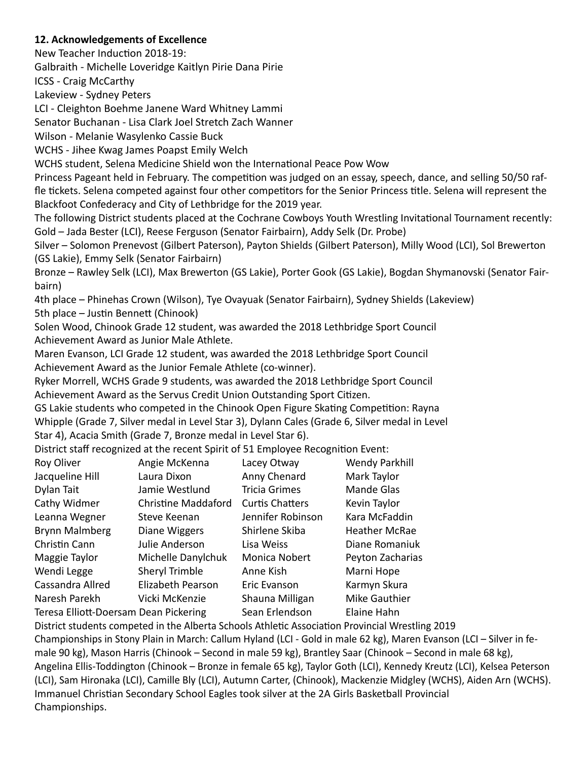**12. Acknowledgements of Excellence**

New Teacher Induction 2018-19:

Galbraith - Michelle Loveridge Kaitlyn Pirie Dana Pirie

ICSS - Craig McCarthy

Lakeview - Sydney Peters

LCI - Cleighton Boehme Janene Ward Whitney Lammi

Senator Buchanan - Lisa Clark Joel Stretch Zach Wanner

Wilson - Melanie Wasylenko Cassie Buck

WCHS - Jihee Kwag James Poapst Emily Welch

WCHS student, Selena Medicine Shield won the International Peace Pow Wow Princess Pageant held in February. The competition was judged on an essay, speech, dance, and selling 50/50 raffle tickets. Selena competed against four other competitors for the Senior Princess title. Selena will represent the Blackfoot Confederacy and City of Lethbridge for the 2019 year.

The following District students placed at the Cochrane Cowboys Youth Wrestling Invitational Tournament recently:

Gold – Jada Bester (LCI), Reese Ferguson (Senator Fairbairn), Addy Selk (Dr. Probe)

Silver – Solomon Prenevost (Gilbert Paterson), Payton Shields (Gilbert Paterson), Milly Wood (LCI), Sol Brewerton (GS Lakie), Emmy Selk (Senator Fairbairn)

Bronze – Rawley Selk (LCI), Max Brewerton (GS Lakie), Porter Gook (GS Lakie), Bogdan Shymanovski (Senator Fairbairn)

4th place – Phinehas Crown (Wilson), Tye Ovayuak (Senator Fairbairn), Sydney Shields (Lakeview)

5th place – Justin Bennett (Chinook)

Solen Wood, Chinook Grade 12 student, was awarded the 2018 Lethbridge Sport Council Achievement Award as Junior Male Athlete.

Maren Evanson, LCI Grade 12 student, was awarded the 2018 Lethbridge Sport Council Achievement Award as the Junior Female Athlete (co-winner).

Ryker Morrell, WCHS Grade 9 students, was awarded the 2018 Lethbridge Sport Council Achievement Award as the Servus Credit Union Outstanding Sport Citizen.

GS Lakie students who competed in the Chinook Open Figure Skating Competition: Rayna Whipple (Grade 7, Silver medal in Level Star 3), Dylann Cales (Grade 6, Silver medal in Level Star 4), Acacia Smith (Grade 7, Bronze medal in Level Star 6).

District staff recognized at the recent Spirit of 51 Employee Recognition Event:

| | | | |
|---|---|---|---|
| Roy Oliver | Angie McKenna | Lacey Otway | Wendy Parkhill |
| Jacqueline Hill | Laura Dixon | Anny Chenard | Mark Taylor |
| Dylan Tait | Jamie Westlund | Tricia Grimes | Mande Glas |
| Cathy Widmer | Christine Maddaford | Curtis Chatters | Kevin Taylor |
| Leanna Wegner | Steve Keenan | Jennifer Robinson | Kara McFaddin |
| Brynn Malmberg | Diane Wiggers | Shirlene Skiba | Heather McRae |
| Christin Cann | Julie Anderson | Lisa Weiss | Diane Romaniuk |
| Maggie Taylor | Michelle Danylchuk | Monica Nobert | Peyton Zacharias |
| Wendi Legge | Sheryl Trimble | Anne Kish | Marni Hope |
| Cassandra Allred | Elizabeth Pearson | Eric Evanson | Karmyn Skura |
| Naresh Parekh | Vicki McKenzie | Shauna Milligan | Mike Gauthier |
| Teresa Elliott-Doersam | Dean Pickering | Sean Erlendson | Elaine Hahn |

District students competed in the Alberta Schools Athletic Association Provincial Wrestling 2019 Championships in Stony Plain in March: Callum Hyland (LCI - Gold in male 62 kg), Maren Evanson (LCI – Silver in female 90 kg), Mason Harris (Chinook – Second in male 59 kg), Brantley Saar (Chinook – Second in male 68 kg), Angelina Ellis-Toddington (Chinook – Bronze in female 65 kg), Taylor Goth (LCI), Kennedy Kreutz (LCI), Kelsea Peterson (LCI), Sam Hironaka (LCI), Camille Bly (LCI), Autumn Carter, (Chinook), Mackenzie Midgley (WCHS), Aiden Arn (WCHS).

Immanuel Christian Secondary School Eagles took silver at the 2A Girls Basketball Provincial Championships.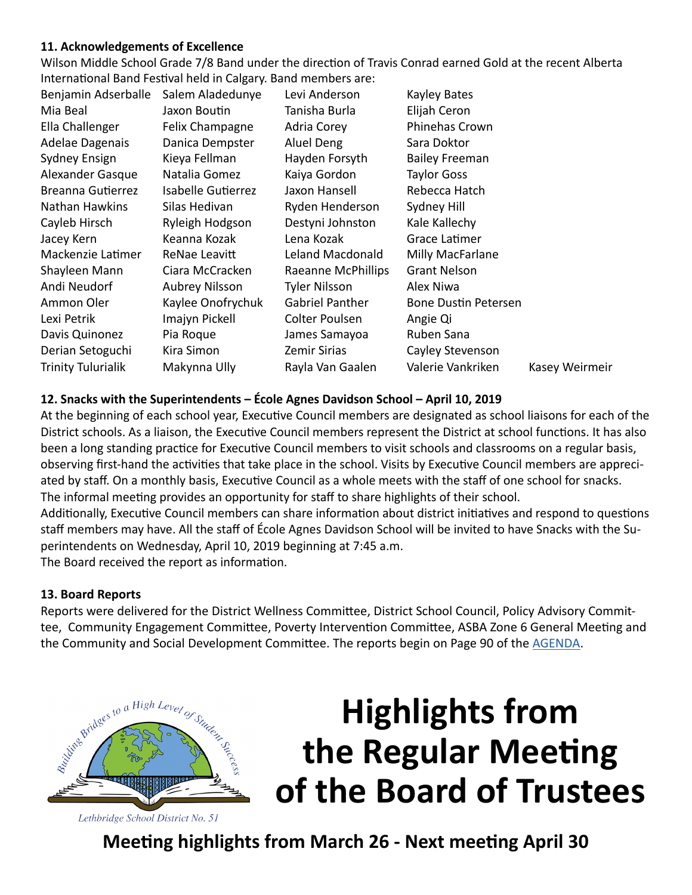### 11. Acknowledgements of Excellence

Wilson Middle School Grade 7/8 Band under the direction of Travis Conrad earned Gold at the recent Alberta International Band Festival held in Calgary. Band members are:

| | | | | |
|---|---|---|---|---|
| Benjamin Adserballe | Salem Aladedunye | Levi Anderson | Kayley Bates | |
| Mia Beal | Jaxon Boutin | Tanisha Burla | Elijah Ceron | |
| Ella Challenger | Felix Champagne | Adria Corey | Phinehas Crown | |
| Adelae Dagenais | Danica Dempster | Aluel Deng | Sara Doktor | |
| Sydney Ensign | Kieya Fellman | Hayden Forsyth | Bailey Freeman | |
| Alexander Gasque | Natalia Gomez | Kaiya Gordon | Taylor Goss | |
| Breanna Gutierrez | Isabelle Gutierrez | Jaxon Hansell | Rebecca Hatch | |
| Nathan Hawkins | Silas Hedivan | Ryden Henderson | Sydney Hill | |
| Cayleb Hirsch | Ryleigh Hodgson | Destyni Johnston | Kale Kallechy | |
| Jacey Kern | Keanna Kozak | Lena Kozak | Grace Latimer | |
| Mackenzie Latimer | ReNae Leavitt | Leland Macdonald | Milly MacFarlane | |
| Shayleen Mann | Ciara McCracken | Raeanne McPhillips | Grant Nelson | |
| Andi Neudorf | Aubrey Nilsson | Tyler Nilsson | Alex Niwa | |
| Ammon Oler | Kaylee Onofrychuk | Gabriel Panther | Bone Dustin Petersen | |
| Lexi Petrik | Imajyn Pickell | Colter Poulsen | Angie Qi | |
| Davis Quinonez | Pia Roque | James Samayoa | Ruben Sana | |
| Derian Setoguchi | Kira Simon | Zemir Sirias | Cayley Stevenson | |
| Trinity Tulurialik | Makynna Ully | Rayla Van Gaalen | Valerie Vankriken | Kasey Weirmeir |

### 12. Snacks with the Superintendents – École Agnes Davidson School – April 10, 2019

At the beginning of each school year, Executive Council members are designated as school liaisons for each of the District schools. As a liaison, the Executive Council members represent the District at school functions. It has also been a long standing practice for Executive Council members to visit schools and classrooms on a regular basis, observing first-hand the activities that take place in the school. Visits by Executive Council members are appreciated by staff. On a monthly basis, Executive Council as a whole meets with the staff of one school for snacks. The informal meeting provides an opportunity for staff to share highlights of their school.
Additionally, Executive Council members can share information about district initiatives and respond to questions staff members may have. All the staff of École Agnes Davidson School will be invited to have Snacks with the Superintendents on Wednesday, April 10, 2019 beginning at 7:45 a.m.
The Board received the report as information.

### 13. Board Reports

Reports were delivered for the District Wellness Committee, District School Council, Policy Advisory Committee, Community Engagement Committee, Poverty Intervention Committee, ASBA Zone 6 General Meeting and the Community and Social Development Committee. The reports begin on Page 90 of the AGENDA.

Building Bridges to a High Level of Student Success

Lethbridge School District No. 51

# Highlights from the Regular Meeting of the Board of Trustees

**Meeting highlights from March 26 - Next meeting April 30**